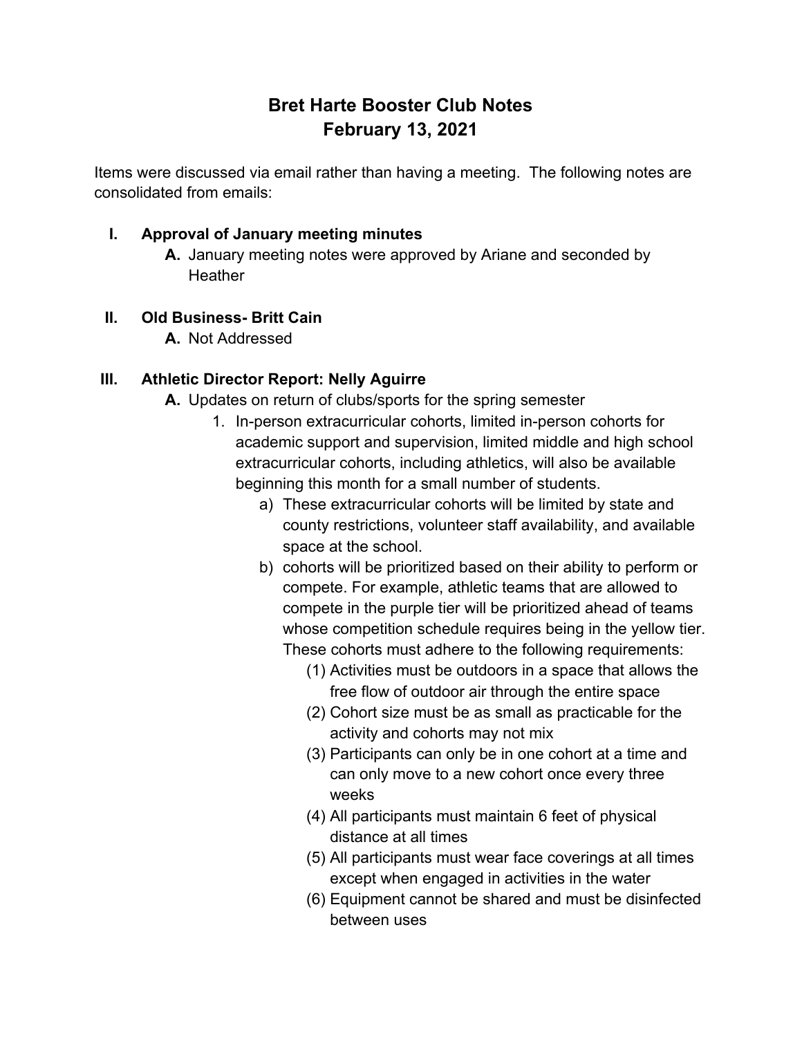# Bret Harte Booster Club Notes
# February 13, 2021

Items were discussed via email rather than having a meeting. The following notes are consolidated from emails:

I. **Approval of January meeting minutes**
   A. January meeting notes were approved by Ariane and seconded by Heather

II. **Old Business- Britt Cain**
   A. Not Addressed

III. **Athletic Director Report: Nelly Aguirre**
   A. Updates on return of clubs/sports for the spring semester
      1. In-person extracurricular cohorts, limited in-person cohorts for academic support and supervision, limited middle and high school extracurricular cohorts, including athletics, will also be available beginning this month for a small number of students.
         a) These extracurricular cohorts will be limited by state and county restrictions, volunteer staff availability, and available space at the school.
         b) cohorts will be prioritized based on their ability to perform or compete. For example, athletic teams that are allowed to compete in the purple tier will be prioritized ahead of teams whose competition schedule requires being in the yellow tier. These cohorts must adhere to the following requirements:
            (1) Activities must be outdoors in a space that allows the free flow of outdoor air through the entire space
            (2) Cohort size must be as small as practicable for the activity and cohorts may not mix
            (3) Participants can only be in one cohort at a time and can only move to a new cohort once every three weeks
            (4) All participants must maintain 6 feet of physical distance at all times
            (5) All participants must wear face coverings at all times except when engaged in activities in the water
            (6) Equipment cannot be shared and must be disinfected between uses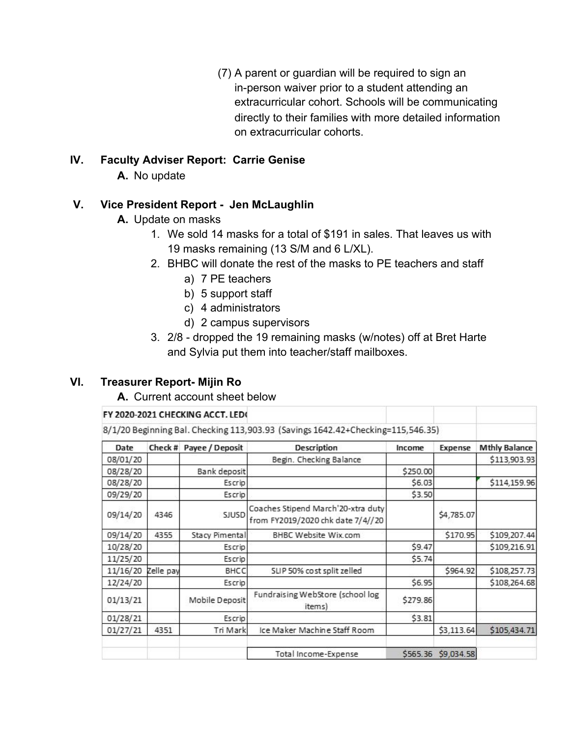(7) A parent or guardian will be required to sign an in-person waiver prior to a student attending an extracurricular cohort. Schools will be communicating directly to their families with more detailed information on extracurricular cohorts.

## IV. Faculty Adviser Report: Carrie Genise

**A.** No update

## V. Vice President Report - Jen McLaughlin

**A.** Update on masks

1. We sold 14 masks for a total of $191 in sales. That leaves us with 19 masks remaining (13 S/M and 6 L/XL).
2. BHBC will donate the rest of the masks to PE teachers and staff
   a) 7 PE teachers
   b) 5 support staff
   c) 4 administrators
   d) 2 campus supervisors
3. 2/8 - dropped the 19 remaining masks (w/notes) off at Bret Harte and Sylvia put them into teacher/staff mailboxes.

## VI. Treasurer Report- Mijin Ro

**A.** Current account sheet below

**FY 2020-2021 CHECKING ACCT. LED(**

8/1/20 Beginning Bal. Checking 113,903.93 (Savings 1642.42+Checking=115,546.35)

| Date | Check # | Payee / Deposit | Description | Income | Expense | Mthly Balance |
|---|---|---|---|---|---|---|
| 08/01/20 | | | Begin. Checking Balance | | | $113,903.93 |
| 08/28/20 | | Bank deposit | | $250.00 | | |
| 08/28/20 | | Escrip | | $6.03 | | $114,159.96 |
| 09/29/20 | | Escrip | | $3.50 | | |
| 09/14/20 | 4346 | SJUSD | Coaches Stipend March'20-xtra duty from FY2019/2020 chk date 7/4//20 | | $4,785.07 | |
| 09/14/20 | 4355 | Stacy Pimental | BHBC Website Wix.com | | $170.95 | $109,207.44 |
| 10/28/20 | | Escrip | | $9.47 | | $109,216.91 |
| 11/25/20 | | Escrip | | $5.74 | | |
| 11/16/20 | Zelle pay | BHCC | SLIP 50% cost split zelled | | $964.92 | $108,257.73 |
| 12/24/20 | | Escrip | | $6.95 | | $108,264.68 |
| 01/13/21 | | Mobile Deposit | Fundraising WebStore (school log items) | $279.86 | | |
| 01/28/21 | | Escrip | | $3.81 | | |
| 01/27/21 | 4351 | Tri Mark | Ice Maker Machine Staff Room | | $3,113.64 | $105,434.71 |
| | | | | | | |
| | | | Total Income-Expense | $565.36 | $9,034.58 | |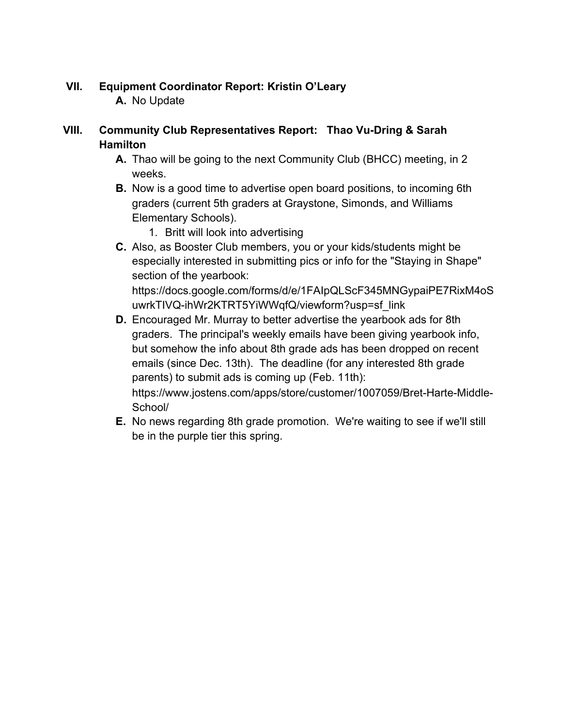VII. **Equipment Coordinator Report: Kristin O'Leary**

   A. No Update

VIII. **Community Club Representatives Report: Thao Vu-Dring & Sarah Hamilton**

   A. Thao will be going to the next Community Club (BHCC) meeting, in 2 weeks.

   B. Now is a good time to advertise open board positions, to incoming 6th graders (current 5th graders at Graystone, Simonds, and Williams Elementary Schools).

      1. Britt will look into advertising

   C. Also, as Booster Club members, you or your kids/students might be especially interested in submitting pics or info for the "Staying in Shape" section of the yearbook: https://docs.google.com/forms/d/e/1FAIpQLScF345MNGypaiPE7RixM4oSuwrkTIVQ-ihWr2KTRT5YiWWqfQ/viewform?usp=sf_link

   D. Encouraged Mr. Murray to better advertise the yearbook ads for 8th graders. The principal's weekly emails have been giving yearbook info, but somehow the info about 8th grade ads has been dropped on recent emails (since Dec. 13th). The deadline (for any interested 8th grade parents) to submit ads is coming up (Feb. 11th): https://www.jostens.com/apps/store/customer/1007059/Bret-Harte-Middle-School/

   E. No news regarding 8th grade promotion. We're waiting to see if we'll still be in the purple tier this spring.